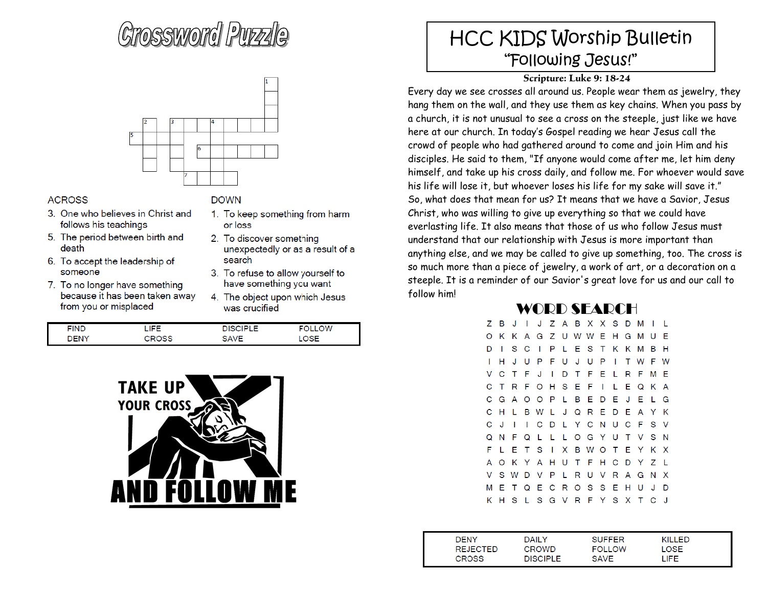# Crossword Puzzle

ACROSS

3. One who believes in Christ and follows his teachings
5. The period between birth and death
6. To accept the leadership of someone
7. To no longer have something because it has been taken away from you or misplaced

DOWN

1. To keep something from harm or loss
2. To discover something unexpectedly or as a result of a search
3. To refuse to allow yourself to have something you want
4. The object upon which Jesus was crucified

| FIND | LIFE | DISCIPLE | FOLLOW |
|---|---|---|---|
| DENY | CROSS | SAVE | LOSE |

TAKE UP YOUR CROSS AND FOLLOW ME

# HCC KIDS Worship Bulletin
## "Following Jesus!"

**Scripture: Luke 9: 18-24**

Every day we see crosses all around us. People wear them as jewelry, they hang them on the wall, and they use them as key chains. When you pass by a church, it is not unusual to see a cross on the steeple, just like we have here at our church. In today's Gospel reading we hear Jesus call the crowd of people who had gathered around to come and join Him and his disciples. He said to them, "If anyone would come after me, let him deny himself, and take up his cross daily, and follow me. For whoever would save his life will lose it, but whoever loses his life for my sake will save it." So, what does that mean for us? It means that we have a Savior, Jesus Christ, who was willing to give up everything so that we could have everlasting life. It also means that those of us who follow Jesus must understand that our relationship with Jesus is more important than anything else, and we may be called to give up something, too. The cross is so much more than a piece of jewelry, a work of art, or a decoration on a steeple. It is a reminder of our Savior's great love for us and our call to follow him!

## WORD SEARCH

```
Z B J I J Z A B X X S D M I L
O K K A G Z U W W E H G M U E
D I S C I P L E S T K K M B H
I H J U P F U J U P I T W F W
V C T F J I D T F E L R F M E
C T R F O H S E F I L E Q K A
C G A O O P L B E D E J E L G
C H L B W L J Q R E D E A Y K
C J I I C D L Y C N U C F S V
Q N F Q L L L O G Y U T V S N
F L E T S I X B W O T E Y K X
A O K Y A H U T F H C D Y Z L
V S W D V P L R U V R A G N X
M E T Q E C R O S S E H U J D
K H S L S G V R F Y S X T C J
```

| DENY | DAILY | SUFFER | KILLED |
|---|---|---|---|
| REJECTED | CROWD | FOLLOW | LOSE |
| CROSS | DISCIPLE | SAVE | LIFE |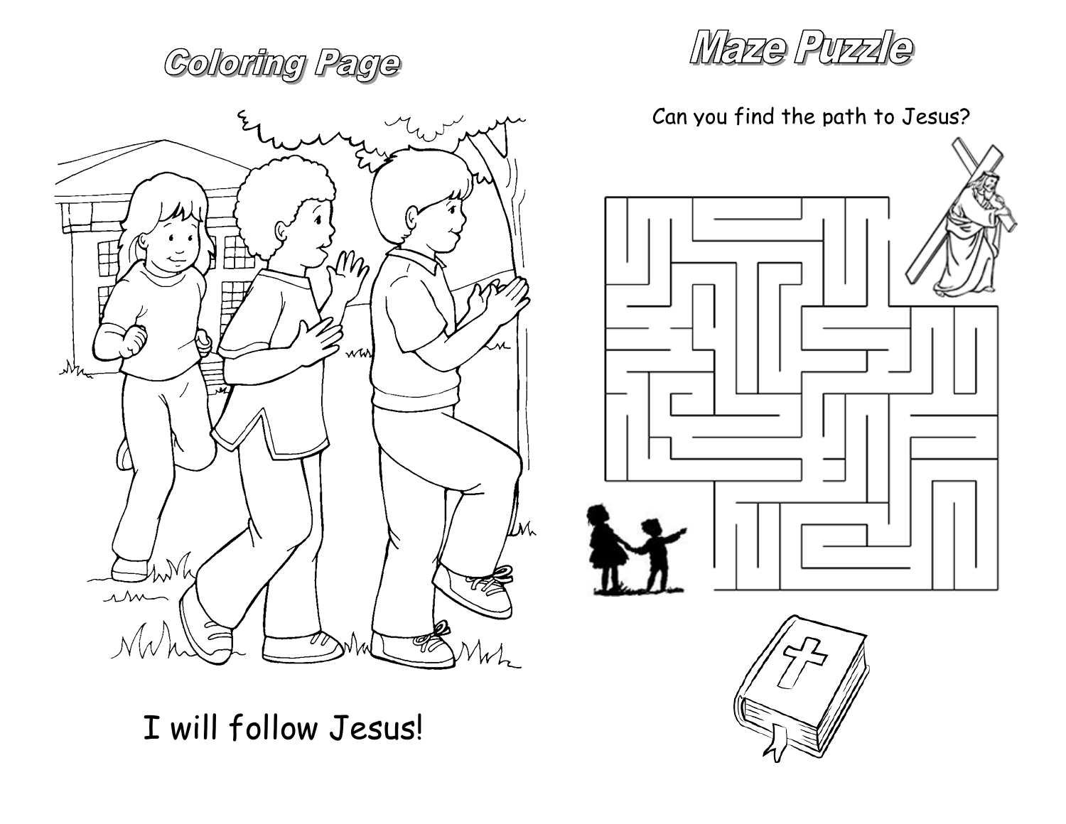## Coloring Page

I will follow Jesus!

## Maze Puzzle

Can you find the path to Jesus?